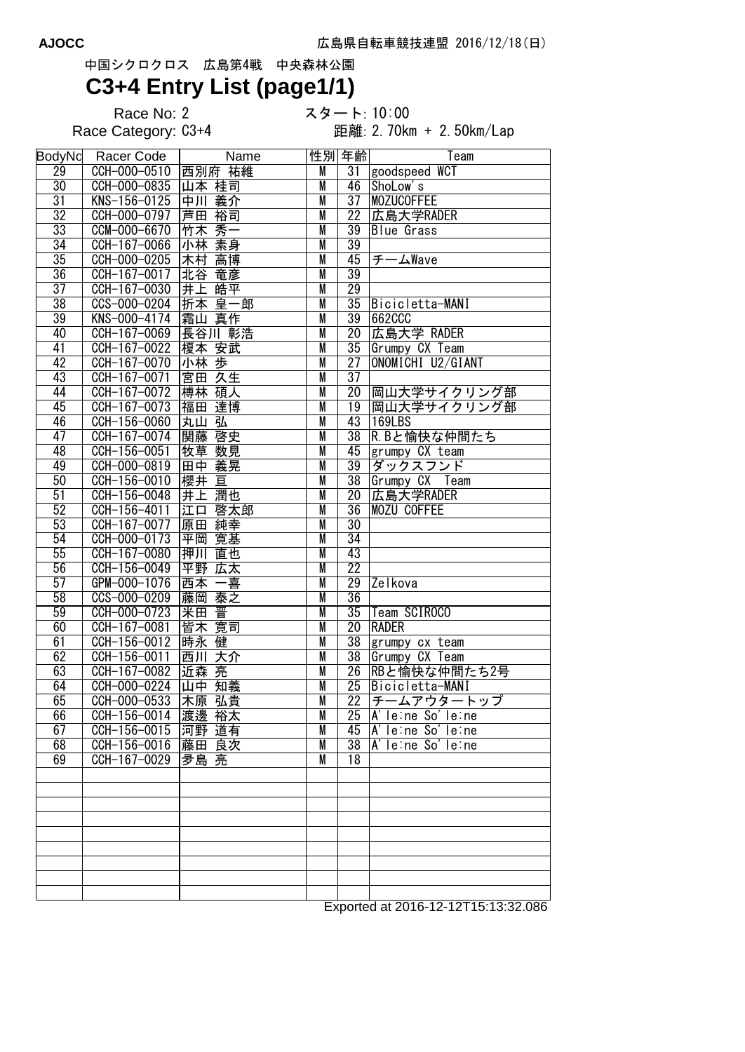AJOCC　　広島県自転車競技連盟 2016/12/18(日)

中国シクロクロス　広島第4戦　中央森林公園

# C3+4 Entry List (page1/1)

Race No: 2　　スタート: 10:00

Race Category: C3+4　　距離: 2.70km + 2.50km/Lap

| BodyNo | Racer Code | Name | 性別 | 年齢 | Team |
|---|---|---|---|---|---|
| 29 | CCH-000-0510 | 西別府 祐維 | M | 31 | goodspeed WCT |
| 30 | CCH-000-0835 | 山本 桂司 | M | 46 | ShoLow's |
| 31 | KNS-156-0125 | 中川 義介 | M | 37 | MOZUCOFFEE |
| 32 | CCH-000-0797 | 芦田 裕司 | M | 22 | 広島大学RADER |
| 33 | CCM-000-6670 | 竹木 秀一 | M | 39 | Blue Grass |
| 34 | CCH-167-0066 | 小林 素身 | M | 39 | |
| 35 | CCH-000-0205 | 木村 高博 | M | 45 | チームWave |
| 36 | CCH-167-0017 | 北谷 竜彦 | M | 39 | |
| 37 | CCH-167-0030 | 井上 皓平 | M | 29 | |
| 38 | CCS-000-0204 | 折本 皇一郎 | M | 35 | Bicicletta-MANI |
| 39 | KNS-000-4174 | 霜山 真作 | M | 39 | 662CCC |
| 40 | CCH-167-0069 | 長谷川 彰浩 | M | 20 | 広島大学 RADER |
| 41 | CCH-167-0022 | 榎本 安武 | M | 35 | Grumpy CX Team |
| 42 | CCH-167-0070 | 小林 歩 | M | 27 | ONOMICHI U2/GIANT |
| 43 | CCH-167-0071 | 宮田 久生 | M | 37 | |
| 44 | CCH-167-0072 | 榑林 碩人 | M | 20 | 岡山大学サイクリング部 |
| 45 | CCH-167-0073 | 福田 達博 | M | 19 | 岡山大学サイクリング部 |
| 46 | CCH-156-0060 | 丸山 弘 | M | 43 | 169LBS |
| 47 | CCH-167-0074 | 関藤 啓史 | M | 38 | R.Bと愉快な仲間たち |
| 48 | CCH-156-0051 | 牧草 数見 | M | 45 | grumpy CX team |
| 49 | CCH-000-0819 | 田中 義晃 | M | 39 | ダックスフンド |
| 50 | CCH-156-0010 | 櫻井 亘 | M | 38 | Grumpy CX　Team |
| 51 | CCH-156-0048 | 井上 潤也 | M | 20 | 広島大学RADER |
| 52 | CCH-156-4011 | 江口 啓太郎 | M | 36 | MOZU COFFEE |
| 53 | CCH-167-0077 | 原田 純幸 | M | 30 | |
| 54 | CCH-000-0173 | 平岡 寛基 | M | 34 | |
| 55 | CCH-167-0080 | 押川 直也 | M | 43 | |
| 56 | CCH-156-0049 | 平野 広太 | M | 22 | |
| 57 | GPM-000-1076 | 西本 一喜 | M | 29 | Zelkova |
| 58 | CCS-000-0209 | 藤岡 泰之 | M | 36 | |
| 59 | CCH-000-0723 | 米田 晋 | M | 35 | Team SCIROCO |
| 60 | CCH-167-0081 | 皆木 寛司 | M | 20 | RADER |
| 61 | CCH-156-0012 | 時永 健 | M | 38 | grumpy cx team |
| 62 | CCH-156-0011 | 西川 大介 | M | 38 | Grumpy CX Team |
| 63 | CCH-167-0082 | 近森 亮 | M | 26 | RBと愉快な仲間たち2号 |
| 64 | CCH-000-0224 | 山中 知義 | M | 25 | Bicicletta-MANI |
| 65 | CCH-000-0533 | 木原 弘貴 | M | 22 | チームアウタートップ |
| 66 | CCH-156-0014 | 渡邊 裕太 | M | 25 | A'le:ne So'le:ne |
| 67 | CCH-156-0015 | 河野 道有 | M | 45 | A'le:ne So'le:ne |
| 68 | CCH-156-0016 | 藤田 良次 | M | 38 | A'le:ne So'le:ne |
| 69 | CCH-167-0029 | 尹島 亮 | M | 18 | |

Exported at 2016-12-12T15:13:32.086